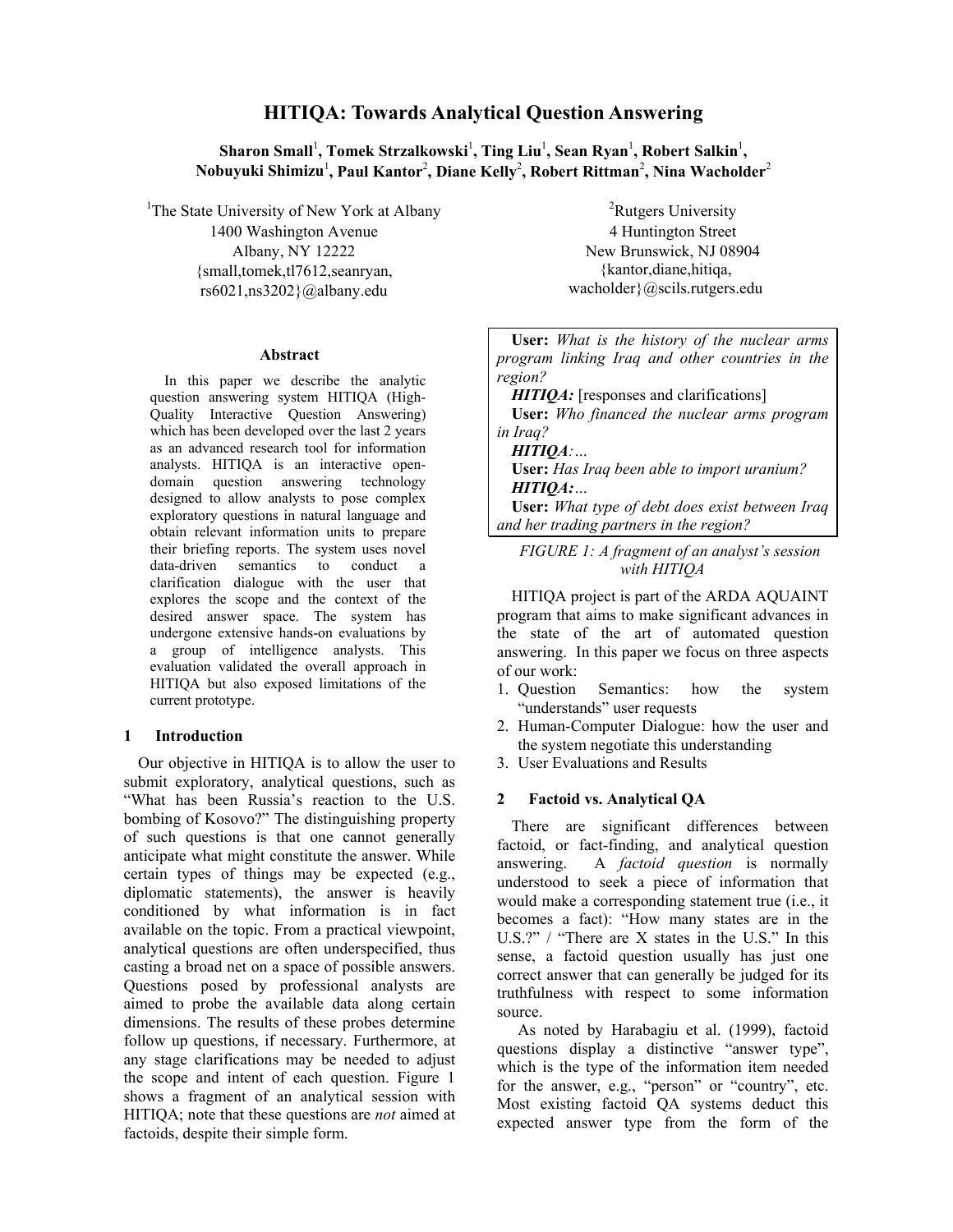# HITIQA: Towards Analytical Question Answering

**Sharon Small[1], Tomek Strzalkowski[1], Ting Liu[1], Sean Ryan[1], Robert Salkin[1], Nobuyuki Shimizu[1], Paul Kantor[2], Diane Kelly[2], Robert Rittman[2], Nina Wacholder[2]**

[1]The State University of New York at Albany
1400 Washington Avenue
Albany, NY 12222
{small,tomek,tl7612,seanryan, rs6021,ns3202}@albany.edu

[2]Rutgers University
4 Huntington Street
New Brunswick, NJ 08904
{kantor,diane,hitiqa, wacholder}@scils.rutgers.edu

### Abstract

In this paper we describe the analytic question answering system HITIQA (High-Quality Interactive Question Answering) which has been developed over the last 2 years as an advanced research tool for information analysts. HITIQA is an interactive open-domain question answering technology designed to allow analysts to pose complex exploratory questions in natural language and obtain relevant information units to prepare their briefing reports. The system uses novel data-driven semantics to conduct a clarification dialogue with the user that explores the scope and the context of the desired answer space. The system has undergone extensive hands-on evaluations by a group of intelligence analysts. This evaluation validated the overall approach in HITIQA but also exposed limitations of the current prototype.

## 1 Introduction

Our objective in HITIQA is to allow the user to submit exploratory, analytical questions, such as "What has been Russia's reaction to the U.S. bombing of Kosovo?" The distinguishing property of such questions is that one cannot generally anticipate what might constitute the answer. While certain types of things may be expected (e.g., diplomatic statements), the answer is heavily conditioned by what information is in fact available on the topic. From a practical viewpoint, analytical questions are often underspecified, thus casting a broad net on a space of possible answers. Questions posed by professional analysts are aimed to probe the available data along certain dimensions. The results of these probes determine follow up questions, if necessary. Furthermore, at any stage clarifications may be needed to adjust the scope and intent of each question. Figure 1 shows a fragment of an analytical session with HITIQA; note that these questions are *not* aimed at factoids, despite their simple form.

> **User:** *What is the history of the nuclear arms program linking Iraq and other countries in the region?*
> ***HITIQA:*** [responses and clarifications]
> **User:** *Who financed the nuclear arms program in Iraq?*
> ***HITIQA****:…*
> **User:** *Has Iraq been able to import uranium?*
> ***HITIQA:****…*
> **User:** *What type of debt does exist between Iraq and her trading partners in the region?*

*FIGURE 1: A fragment of an analyst's session with HITIQA*

HITIQA project is part of the ARDA AQUAINT program that aims to make significant advances in the state of the art of automated question answering. In this paper we focus on three aspects of our work:

1. Question Semantics: how the system "understands" user requests
2. Human-Computer Dialogue: how the user and the system negotiate this understanding
3. User Evaluations and Results

## 2 Factoid vs. Analytical QA

There are significant differences between factoid, or fact-finding, and analytical question answering. A *factoid question* is normally understood to seek a piece of information that would make a corresponding statement true (i.e., it becomes a fact): "How many states are in the U.S.?" / "There are X states in the U.S." In this sense, a factoid question usually has just one correct answer that can generally be judged for its truthfulness with respect to some information source.

As noted by Harabagiu et al. (1999), factoid questions display a distinctive "answer type", which is the type of the information item needed for the answer, e.g., "person" or "country", etc. Most existing factoid QA systems deduct this expected answer type from the form of the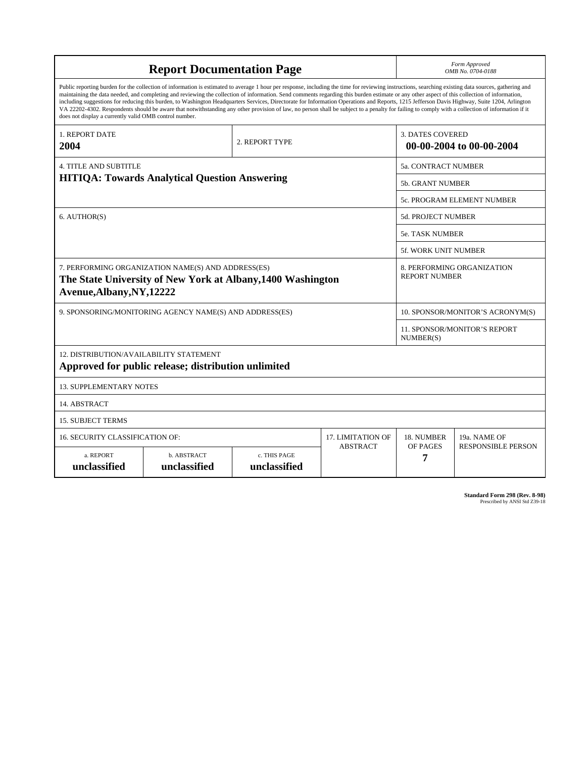# Report Documentation Page

*Form Approved*
*OMB No. 0704-0188*

Public reporting burden for the collection of information is estimated to average 1 hour per response, including the time for reviewing instructions, searching existing data sources, gathering and maintaining the data needed, and completing and reviewing the collection of information. Send comments regarding this burden estimate or any other aspect of this collection of information, including suggestions for reducing this burden, to Washington Headquarters Services, Directorate for Information Operations and Reports, 1215 Jefferson Davis Highway, Suite 1204, Arlington VA 22202-4302. Respondents should be aware that notwithstanding any other provision of law, no person shall be subject to a penalty for failing to comply with a collection of information if it does not display a currently valid OMB control number.

| 1. REPORT DATE | 2. REPORT TYPE | 3. DATES COVERED |
|---|---|---|
| **2004** | | **00-00-2004 to 00-00-2004** |

| 4. TITLE AND SUBTITLE | |
|---|---|
| **HITIQA: Towards Analytical Question Answering** | 5a. CONTRACT NUMBER |
| | 5b. GRANT NUMBER |
| | 5c. PROGRAM ELEMENT NUMBER |
| 6. AUTHOR(S) | 5d. PROJECT NUMBER |
| | 5e. TASK NUMBER |
| | 5f. WORK UNIT NUMBER |
| 7. PERFORMING ORGANIZATION NAME(S) AND ADDRESS(ES) **The State University of New York at Albany,1400 Washington Avenue,Albany,NY,12222** | 8. PERFORMING ORGANIZATION REPORT NUMBER |
| 9. SPONSORING/MONITORING AGENCY NAME(S) AND ADDRESS(ES) | 10. SPONSOR/MONITOR'S ACRONYM(S) |
| | 11. SPONSOR/MONITOR'S REPORT NUMBER(S) |

12. DISTRIBUTION/AVAILABILITY STATEMENT
**Approved for public release; distribution unlimited**

13. SUPPLEMENTARY NOTES

14. ABSTRACT

15. SUBJECT TERMS

| 16. SECURITY CLASSIFICATION OF: | | | 17. LIMITATION OF ABSTRACT | 18. NUMBER OF PAGES | 19a. NAME OF RESPONSIBLE PERSON |
|---|---|---|---|---|---|
| a. REPORT | b. ABSTRACT | c. THIS PAGE | | | |
| **unclassified** | **unclassified** | **unclassified** | | **7** | |

**Standard Form 298 (Rev. 8-98)**
Prescribed by ANSI Std Z39-18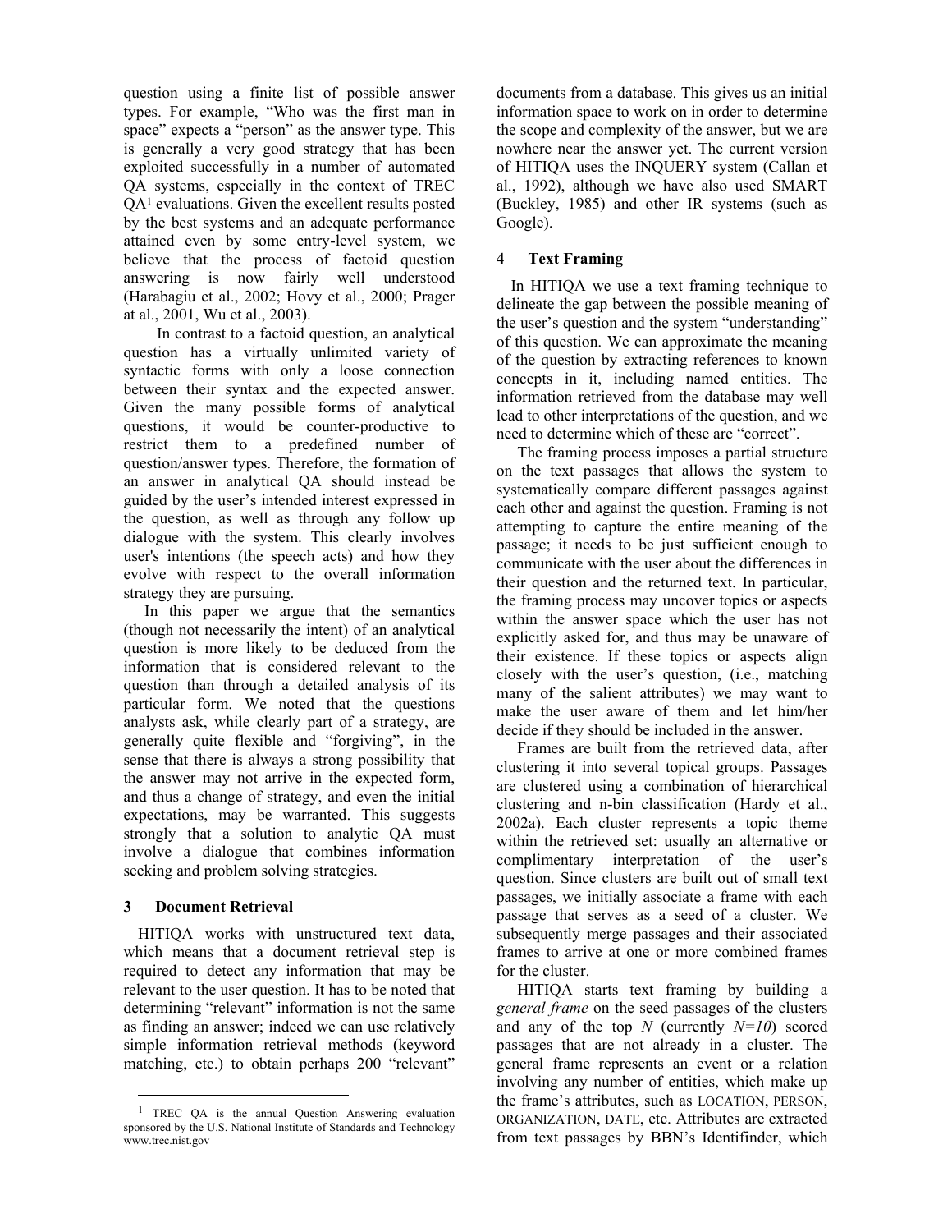question using a finite list of possible answer types. For example, "Who was the first man in space" expects a "person" as the answer type. This is generally a very good strategy that has been exploited successfully in a number of automated QA systems, especially in the context of TREC QA[1] evaluations. Given the excellent results posted by the best systems and an adequate performance attained even by some entry-level system, we believe that the process of factoid question answering is now fairly well understood (Harabagiu et al., 2002; Hovy et al., 2000; Prager at al., 2001, Wu et al., 2003).

In contrast to a factoid question, an analytical question has a virtually unlimited variety of syntactic forms with only a loose connection between their syntax and the expected answer. Given the many possible forms of analytical questions, it would be counter-productive to restrict them to a predefined number of question/answer types. Therefore, the formation of an answer in analytical QA should instead be guided by the user's intended interest expressed in the question, as well as through any follow up dialogue with the system. This clearly involves user's intentions (the speech acts) and how they evolve with respect to the overall information strategy they are pursuing.

In this paper we argue that the semantics (though not necessarily the intent) of an analytical question is more likely to be deduced from the information that is considered relevant to the question than through a detailed analysis of its particular form. We noted that the questions analysts ask, while clearly part of a strategy, are generally quite flexible and "forgiving", in the sense that there is always a strong possibility that the answer may not arrive in the expected form, and thus a change of strategy, and even the initial expectations, may be warranted. This suggests strongly that a solution to analytic QA must involve a dialogue that combines information seeking and problem solving strategies.

## 3 Document Retrieval

HITIQA works with unstructured text data, which means that a document retrieval step is required to detect any information that may be relevant to the user question. It has to be noted that determining "relevant" information is not the same as finding an answer; indeed we can use relatively simple information retrieval methods (keyword matching, etc.) to obtain perhaps 200 "relevant" documents from a database. This gives us an initial information space to work on in order to determine the scope and complexity of the answer, but we are nowhere near the answer yet. The current version of HITIQA uses the INQUERY system (Callan et al., 1992), although we have used SMART (Buckley, 1985) and other IR systems (such as Google).

## 4 Text Framing

In HITIQA we use a text framing technique to delineate the gap between the possible meaning of the user's question and the system "understanding" of this question. We can approximate the meaning of the question by extracting references to known concepts in it, including named entities. The information retrieved from the database may well lead to other interpretations of the question, and we need to determine which of these are "correct".

The framing process imposes a partial structure on the text passages that allows the system to systematically compare different passages against each other and against the question. Framing is not attempting to capture the entire meaning of the passage; it needs to be just sufficient enough to communicate with the user about the differences in their question and the returned text. In particular, the framing process may uncover topics or aspects within the answer space which the user has not explicitly asked for, and thus may be unaware of their existence. If these topics or aspects align closely with the user's question, (i.e., matching many of the salient attributes) we may want to make the user aware of them and let him/her decide if they should be included in the answer.

Frames are built from the retrieved data, after clustering it into several topical groups. Passages are clustered using a combination of hierarchical clustering and n-bin classification (Hardy et al., 2002a). Each cluster represents a topic theme within the retrieved set: usually an alternative or complimentary interpretation of the user's question. Since clusters are built out of small text passages, we initially associate a frame with each passage that serves as a seed of a cluster. We subsequently merge passages and their associated frames to arrive at one or more combined frames for the cluster.

HITIQA starts text framing by building a *general frame* on the seed passages of the clusters and any of the top *N* (currently *N=10*) scored passages that are not already in a cluster. The general frame represents an event or a relation involving any number of entities, which make up the frame's attributes, such as LOCATION, PERSON, ORGANIZATION, DATE, etc. Attributes are extracted from text passages by BBN's Identifinder, which

[1] TREC QA is the annual Question Answering evaluation sponsored by the U.S. National Institute of Standards and Technology www.trec.nist.gov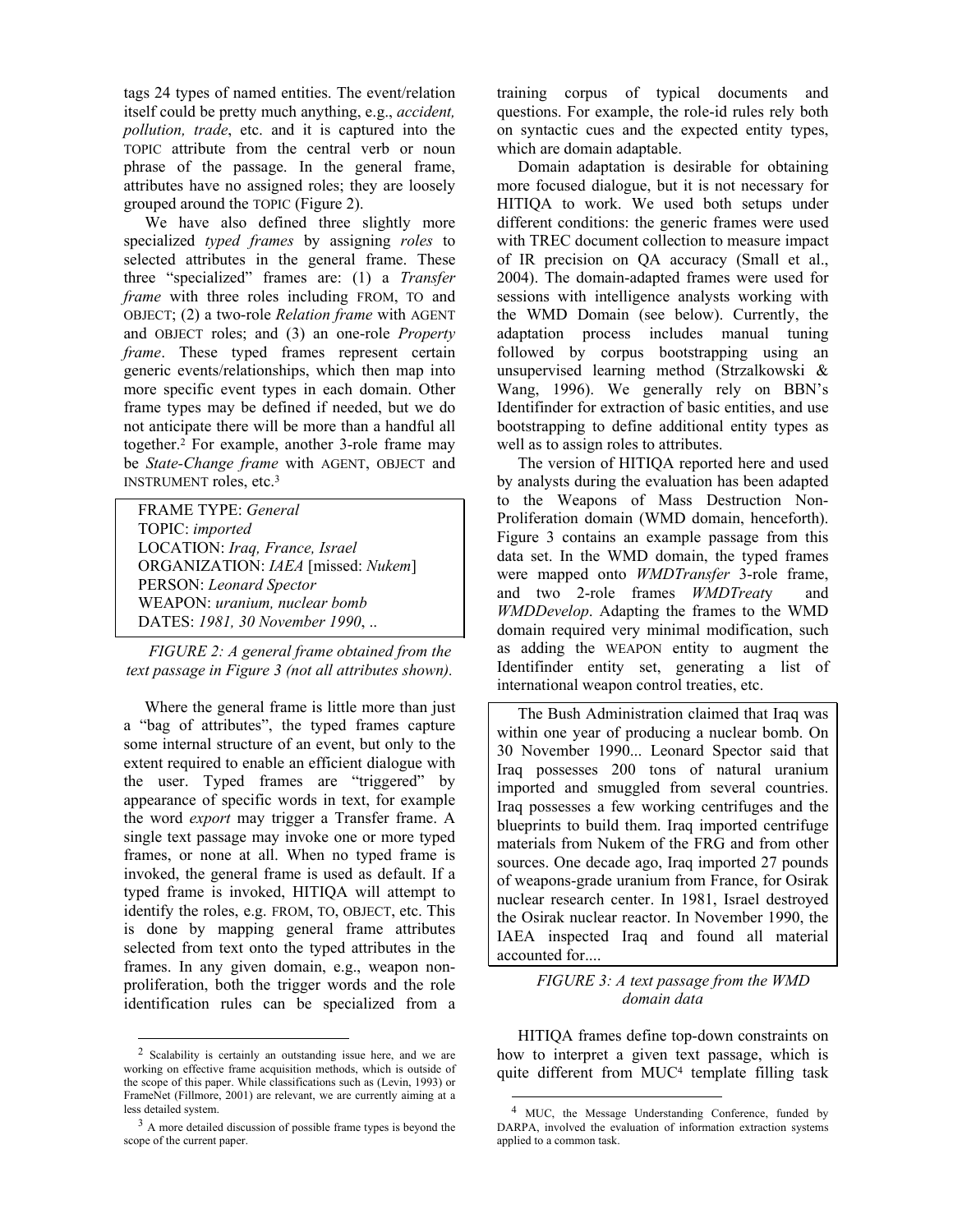tags 24 types of named entities. The event/relation itself could be pretty much anything, e.g., *accident, pollution, trade*, etc. and it is captured into the TOPIC attribute from the central verb or noun phrase of the passage. In the general frame, attributes have no assigned roles; they are loosely grouped around the TOPIC (Figure 2).

We have also defined three slightly more specialized *typed frames* by assigning *roles* to selected attributes in the general frame. These three "specialized" frames are: (1) a *Transfer frame* with three roles including FROM, TO and OBJECT; (2) a two-role *Relation frame* with AGENT and OBJECT roles; and (3) an one-role *Property frame*. These typed frames represent certain generic events/relationships, which then map into more specific event types in each domain. Other frame types may be defined if needed, but we do not anticipate there will be more than a handful all together.[2] For example, another 3-role frame may be *State-Change frame* with AGENT, OBJECT and INSTRUMENT roles, etc.[3]

FRAME TYPE: *General*
TOPIC: *imported*
LOCATION: *Iraq, France, Israel*
ORGANIZATION: *IAEA* [missed: *Nukem*]
PERSON: *Leonard Spector*
WEAPON: *uranium, nuclear bomb*
DATES: *1981, 30 November 1990*, ..

*FIGURE 2: A general frame obtained from the text passage in Figure 3 (not all attributes shown).*

Where the general frame is little more than just a "bag of attributes", the typed frames capture some internal structure of an event, but only to the extent required to enable an efficient dialogue with the user. Typed frames are "triggered" by appearance of specific words in text, for example the word *export* may trigger a Transfer frame. A single text passage may invoke one or more typed frames, or none at all. When no typed frame is invoked, the general frame is used as default. If a typed frame is invoked, HITIQA will attempt to identify the roles, e.g. FROM, TO, OBJECT, etc. This is done by mapping general frame attributes selected from text onto the typed attributes in the frames. In any given domain, e.g., weapon non-proliferation, both the trigger words and the role identification rules can be specialized from a training corpus of typical documents and questions. For example, the role-id rules rely both on syntactic cues and the expected entity types, which are domain adaptable.

Domain adaptation is desirable for obtaining more focused dialogue, but it is not necessary for HITIQA to work. We used both setups under different conditions: the generic frames were used with TREC document collection to measure impact of IR precision on QA accuracy (Small et al., 2004). The domain-adapted frames were used for sessions with intelligence analysts working with the WMD Domain (see below). Currently, the adaptation process includes manual tuning followed by corpus bootstrapping using an unsupervised learning method (Strzalkowski & Wang, 1996). We generally rely on BBN's Identifinder for extraction of basic entities, and use bootstrapping to define additional entity types as well as to assign roles to attributes.

The version of HITIQA reported here and used by analysts during the evaluation has been adapted to the Weapons of Mass Destruction Non-Proliferation domain (WMD domain, henceforth). Figure 3 contains an example passage from this data set. In the WMD domain, the typed frames were mapped onto *WMDTransfer* 3-role frame, and two 2-role frames *WMDTreaty* and *WMDDevelop*. Adapting the frames to the WMD domain required very minimal modification, such as adding the WEAPON entity to augment the Identifinder entity set, generating a list of international weapon control treaties, etc.

The Bush Administration claimed that Iraq was within one year of producing a nuclear bomb. On 30 November 1990... Leonard Spector said that Iraq possesses 200 tons of natural uranium imported and smuggled from several countries. Iraq possesses a few working centrifuges and the blueprints to build them. Iraq imported centrifuge materials from Nukem of the FRG and from other sources. One decade ago, Iraq imported 27 pounds of weapons-grade uranium from France, for Osirak nuclear research center. In 1981, Israel destroyed the Osirak nuclear reactor. In November 1990, the IAEA inspected Iraq and found all material accounted for....

*FIGURE 3: A text passage from the WMD domain data*

HITIQA frames define top-down constraints on how to interpret a given text passage, which is quite different from MUC[4] template filling task

[2] Scalability is certainly an outstanding issue here, and we are working on effective frame acquisition methods, which is outside of the scope of this paper. While classifications such as (Levin, 1993) or FrameNet (Fillmore, 2001) are relevant, we are currently aiming at a less detailed system.

[3] A more detailed discussion of possible frame types is beyond the scope of the current paper.

[4] MUC, the Message Understanding Conference, funded by DARPA, involved the evaluation of information extraction systems applied to a common task.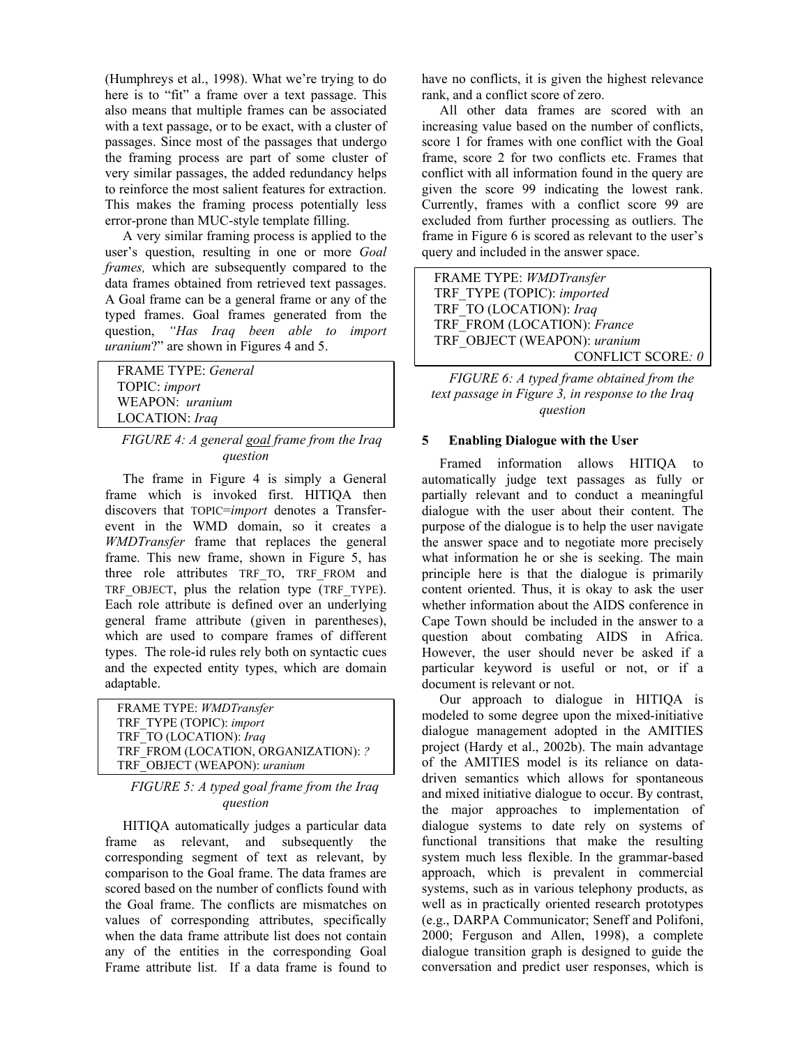(Humphreys et al., 1998). What we're trying to do here is to "fit" a frame over a text passage. This also means that multiple frames can be associated with a text passage, or to be exact, with a cluster of passages. Since most of the passages that undergo the framing process are part of some cluster of very similar passages, the added redundancy helps to reinforce the most salient features for extraction. This makes the framing process potentially less error-prone than MUC-style template filling.

A very similar framing process is applied to the user's question, resulting in one or more *Goal frames,* which are subsequently compared to the data frames obtained from retrieved text passages. A Goal frame can be a general frame or any of the typed frames. Goal frames generated from the question, *"Has Iraq been able to import uranium*?" are shown in Figures 4 and 5.

```
FRAME TYPE: General
TOPIC: import
WEAPON: uranium
LOCATION: Iraq
```

*FIGURE 4: A general goal frame from the Iraq question*

The frame in Figure 4 is simply a General frame which is invoked first. HITIQA then discovers that TOPIC=*import* denotes a Transfer-event in the WMD domain, so it creates a *WMDTransfer* frame that replaces the general frame. This new frame, shown in Figure 5, has three role attributes TRF_TO, TRF_FROM and TRF_OBJECT, plus the relation type (TRF_TYPE). Each role attribute is defined over an underlying general frame attribute (given in parentheses), which are used to compare frames of different types. The role-id rules rely both on syntactic cues and the expected entity types, which are domain adaptable.

```
FRAME TYPE: WMDTransfer
TRF_TYPE (TOPIC): import
TRF_TO (LOCATION): Iraq
TRF_FROM (LOCATION, ORGANIZATION): ?
TRF_OBJECT (WEAPON): uranium
```

*FIGURE 5: A typed goal frame from the Iraq question*

HITIQA automatically judges a particular data frame as relevant, and subsequently the corresponding segment of text as relevant, by comparison to the Goal frame. The data frames are scored based on the number of conflicts found with the Goal frame. The conflicts are mismatches on values of corresponding attributes, specifically when the data frame attribute list does not contain any of the entities in the corresponding Goal Frame attribute list. If a data frame is found to have no conflicts, it is given the highest relevance rank, and a conflict score of zero.

All other data frames are scored with an increasing value based on the number of conflicts, score 1 for frames with one conflict with the Goal frame, score 2 for two conflicts etc. Frames that conflict with all information found in the query are given the score 99 indicating the lowest rank. Currently, frames with a conflict score 99 are excluded from further processing as outliers. The frame in Figure 6 is scored as relevant to the user's query and included in the answer space.

```
FRAME TYPE: WMDTransfer
TRF_TYPE (TOPIC): imported
TRF_TO (LOCATION): Iraq
TRF_FROM (LOCATION): France
TRF_OBJECT (WEAPON): uranium
                                CONFLICT SCORE: 0
```

*FIGURE 6: A typed frame obtained from the text passage in Figure 3, in response to the Iraq question*

## 5 Enabling Dialogue with the User

Framed information allows HITIQA to automatically judge text passages as fully or partially relevant and to conduct a meaningful dialogue with the user about their content. The purpose of the dialogue is to help the user navigate the answer space and to negotiate more precisely what information he or she is seeking. The main principle here is that the dialogue is primarily content oriented. Thus, it is okay to ask the user whether information about the AIDS conference in Cape Town should be included in the answer to a question about combating AIDS in Africa. However, the user should never be asked if a particular keyword is useful or not, or if a document is relevant or not.

Our approach to dialogue in HITIQA is modeled to some degree upon the mixed-initiative dialogue management adopted in the AMITIES project (Hardy et al., 2002b). The main advantage of the AMITIES model is its reliance on data-driven semantics which allows for spontaneous and mixed initiative dialogue to occur. By contrast, the major approaches to implementation of dialogue systems to date rely on systems of functional transitions that make the resulting system much less flexible. In the grammar-based approach, which is prevalent in commercial systems, such as in various telephony products, as well as in practically oriented research prototypes (e.g., DARPA Communicator; Seneff and Polifoni, 2000; Ferguson and Allen, 1998), a complete dialogue transition graph is designed to guide the conversation and predict user responses, which is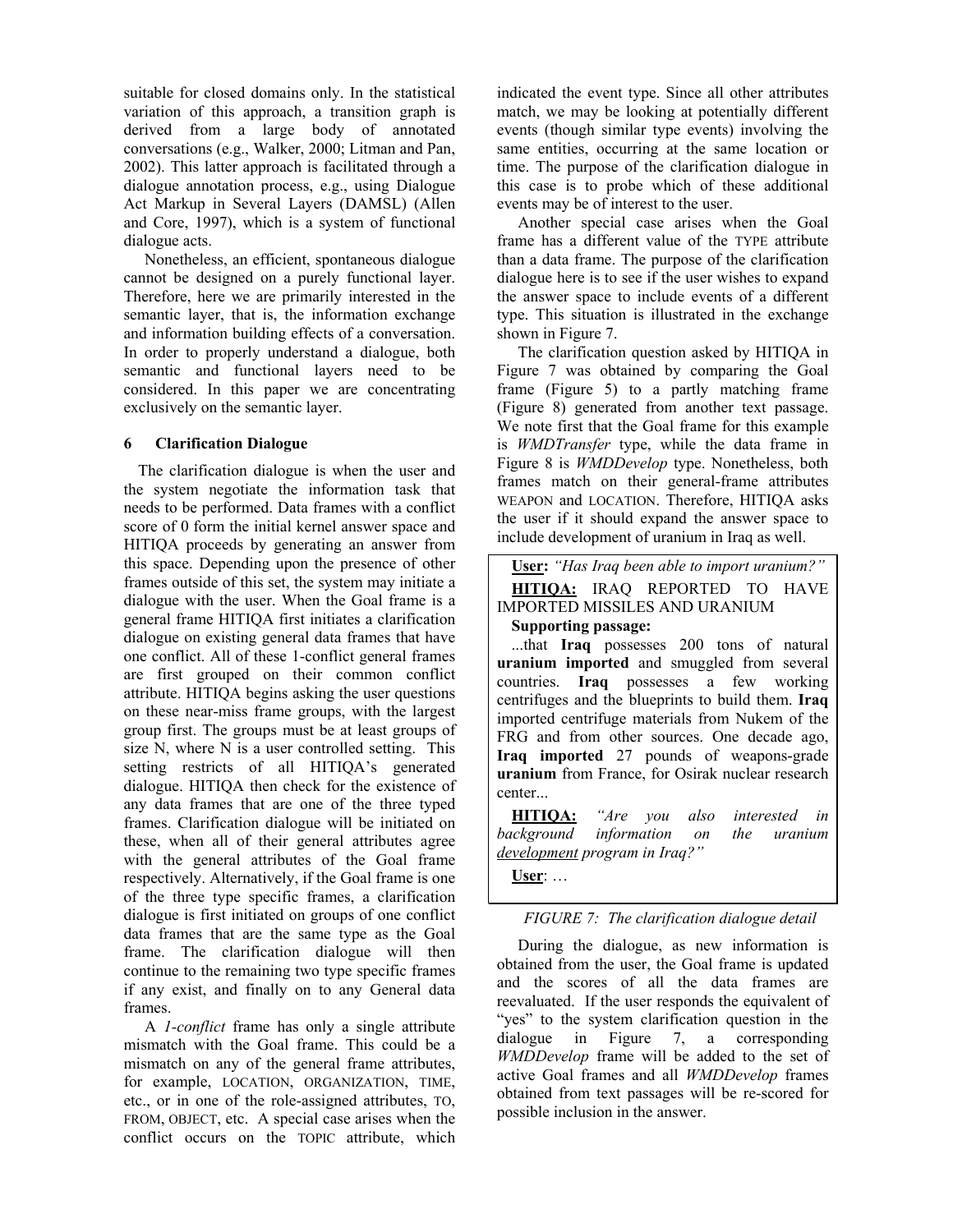suitable for closed domains only. In the statistical variation of this approach, a transition graph is derived from a large body of annotated conversations (e.g., Walker, 2000; Litman and Pan, 2002). This latter approach is facilitated through a dialogue annotation process, e.g., using Dialogue Act Markup in Several Layers (DAMSL) (Allen and Core, 1997), which is a system of functional dialogue acts.

Nonetheless, an efficient, spontaneous dialogue cannot be designed on a purely functional layer. Therefore, here we are primarily interested in the semantic layer, that is, the information exchange and information building effects of a conversation. In order to properly understand a dialogue, both semantic and functional layers need to be considered. In this paper we are concentrating exclusively on the semantic layer.

## 6 Clarification Dialogue

The clarification dialogue is when the user and the system negotiate the information task that needs to be performed. Data frames with a conflict score of 0 form the initial kernel answer space and HITIQA proceeds by generating an answer from this space. Depending upon the presence of other frames outside of this set, the system may initiate a dialogue with the user. When the Goal frame is a general frame HITIQA first initiates a clarification dialogue on existing general data frames that have one conflict. All of these 1-conflict general frames are first grouped on their common conflict attribute. HITIQA begins asking the user questions on these near-miss frame groups, with the largest group first. The groups must be at least groups of size N, where N is a user controlled setting. This setting restricts of all HITIQA's generated dialogue. HITIQA then check for the existence of any data frames that are one of the three typed frames. Clarification dialogue will be initiated on these, when all of their general attributes agree with the general attributes of the Goal frame respectively. Alternatively, if the Goal frame is one of the three type specific frames, a clarification dialogue is first initiated on groups of one conflict data frames that are the same type as the Goal frame. The clarification dialogue will then continue to the remaining two type specific frames if any exist, and finally on to any General data frames.

A *1-conflict* frame has only a single attribute mismatch with the Goal frame. This could be a mismatch on any of the general frame attributes, for example, LOCATION, ORGANIZATION, TIME, etc., or in one of the role-assigned attributes, TO, FROM, OBJECT, etc. A special case arises when the conflict occurs on the TOPIC attribute, which indicated the event type. Since all other attributes match, we may be looking at potentially different events (though similar type events) involving the same entities, occurring at the same location or time. The purpose of the clarification dialogue in this case is to probe which of these additional events may be of interest to the user.

Another special case arises when the Goal frame has a different value of the TYPE attribute than a data frame. The purpose of the clarification dialogue here is to see if the user wishes to expand the answer space to include events of a different type. This situation is illustrated in the exchange shown in Figure 7.

The clarification question asked by HITIQA in Figure 7 was obtained by comparing the Goal frame (Figure 5) to a partly matching frame (Figure 8) generated from another text passage. We note first that the Goal frame for this example is *WMDTransfer* type, while the data frame in Figure 8 is *WMDDevelop* type. Nonetheless, both frames match on their general-frame attributes WEAPON and LOCATION. Therefore, HITIQA asks the user if it should expand the answer space to include development of uranium in Iraq as well.

**User:** *"Has Iraq been able to import uranium?"*

**HITIQA:** IRAQ REPORTED TO HAVE IMPORTED MISSILES AND URANIUM

**Supporting passage:**

...that **Iraq** possesses 200 tons of natural **uranium imported** and smuggled from several countries. **Iraq** possesses a few working centrifuges and the blueprints to build them. **Iraq** imported centrifuge materials from Nukem of the FRG and from other sources. One decade ago, **Iraq imported** 27 pounds of weapons-grade **uranium** from France, for Osirak nuclear research center...

**HITIQA:** *"Are you also interested in background information on the uranium development program in Iraq?"*

**User**: …

*FIGURE 7: The clarification dialogue detail*

During the dialogue, as new information is obtained from the user, the Goal frame is updated and the scores of all the data frames are reevaluated. If the user responds the equivalent of "yes" to the system clarification question in the dialogue in Figure 7, a corresponding *WMDDevelop* frame will be added to the set of active Goal frames and all *WMDDevelop* frames obtained from text passages will be re-scored for possible inclusion in the answer.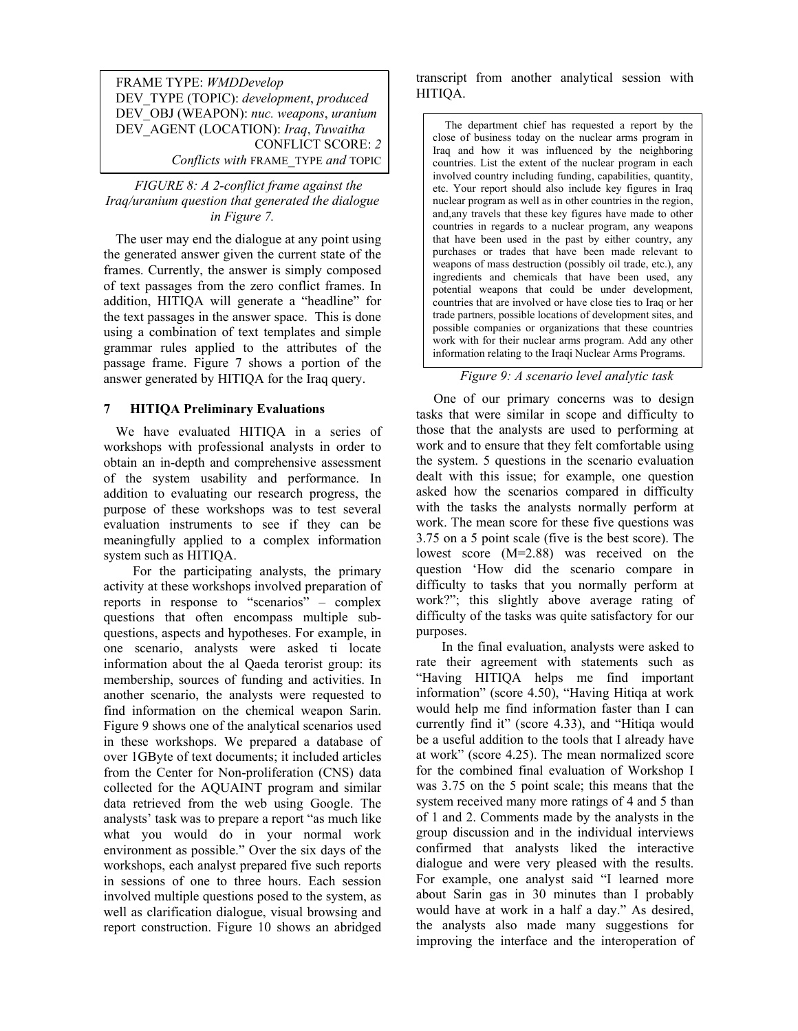FRAME TYPE: *WMDDevelop*
DEV_TYPE (TOPIC): *development*, *produced*
DEV_OBJ (WEAPON): *nuc. weapons*, *uranium*
DEV_AGENT (LOCATION): *Iraq*, *Tuwaitha*
CONFLICT SCORE: *2*
*Conflicts with* FRAME_TYPE *and* TOPIC

*FIGURE 8: A 2-conflict frame against the Iraq/uranium question that generated the dialogue in Figure 7.*

The user may end the dialogue at any point using the generated answer given the current state of the frames. Currently, the answer is simply composed of text passages from the zero conflict frames. In addition, HITIQA will generate a "headline" for the text passages in the answer space. This is done using a combination of text templates and simple grammar rules applied to the attributes of the passage frame. Figure 7 shows a portion of the answer generated by HITIQA for the Iraq query.

## 7 HITIQA Preliminary Evaluations

We have evaluated HITIQA in a series of workshops with professional analysts in order to obtain an in-depth and comprehensive assessment of the system usability and performance. In addition to evaluating our research progress, the purpose of these workshops was to test several evaluation instruments to see if they can be meaningfully applied to a complex information system such as HITIQA.

For the participating analysts, the primary activity at these workshops involved preparation of reports in response to "scenarios" – complex questions that often encompass multiple sub-questions, aspects and hypotheses. For example, in one scenario, analysts were asked ti locate information about the al Qaeda terorist group: its membership, sources of funding and activities. In another scenario, the analysts were requested to find information on the chemical weapon Sarin. Figure 9 shows one of the analytical scenarios used in these workshops. We prepared a database of over 1GByte of text documents; it included articles from the Center for Non-proliferation (CNS) data collected for the AQUAINT program and similar data retrieved from the web using Google. The analysts' task was to prepare a report "as much like what you would do in your normal work environment as possible." Over the six days of the workshops, each analyst prepared five such reports in sessions of one to three hours. Each session involved multiple questions posed to the system, as well as clarification dialogue, visual browsing and report construction. Figure 10 shows an abridged transcript from another analytical session with HITIQA.

> The department chief has requested a report by the close of business today on the nuclear arms program in Iraq and how it was influenced by the neighboring countries. List the extent of the nuclear program in each involved country including funding, capabilities, quantity, etc. Your report should also include key figures in Iraq nuclear program as well as in other countries in the region, and,any travels that these key figures have made to other countries in regards to a nuclear program, any weapons that have been used in the past by either country, any purchases or trades that have been made relevant to weapons of mass destruction (possibly oil trade, etc.), any ingredients and chemicals that have been used, any potential weapons that could be under development, countries that are involved or have close ties to Iraq or her trade partners, possible locations of development sites, and possible companies or organizations that these countries work with for their nuclear arms program. Add any other information relating to the Iraqi Nuclear Arms Programs.

*Figure 9: A scenario level analytic task*

One of our primary concerns was to design tasks that were similar in scope and difficulty to those that the analysts are used to performing at work and to ensure that they felt comfortable using the system. 5 questions in the scenario evaluation dealt with this issue; for example, one question asked how the scenarios compared in difficulty with the tasks the analysts normally perform at work. The mean score for these five questions was 3.75 on a 5 point scale (five is the best score). The lowest score (M=2.88) was received on the question 'How did the scenario compare in difficulty to tasks that you normally perform at work?"; this slightly above average rating of difficulty of the tasks was quite satisfactory for our purposes.

In the final evaluation, analysts were asked to rate their agreement with statements such as "Having HITIQA helps me find important information" (score 4.50), "Having Hitiqa at work would help me find information faster than I can currently find it" (score 4.33), and "Hitiqa would be a useful addition to the tools that I already have at work" (score 4.25). The mean normalized score for the combined final evaluation of Workshop I was 3.75 on the 5 point scale; this means that the system received many more ratings of 4 and 5 than of 1 and 2. Comments made by the analysts in the group discussion and in the individual interviews confirmed that analysts liked the interactive dialogue and were very pleased with the results. For example, one analyst said "I learned more about Sarin gas in 30 minutes than I probably would have at work in a half a day." As desired, the analysts also made many suggestions for improving the interface and the interoperation of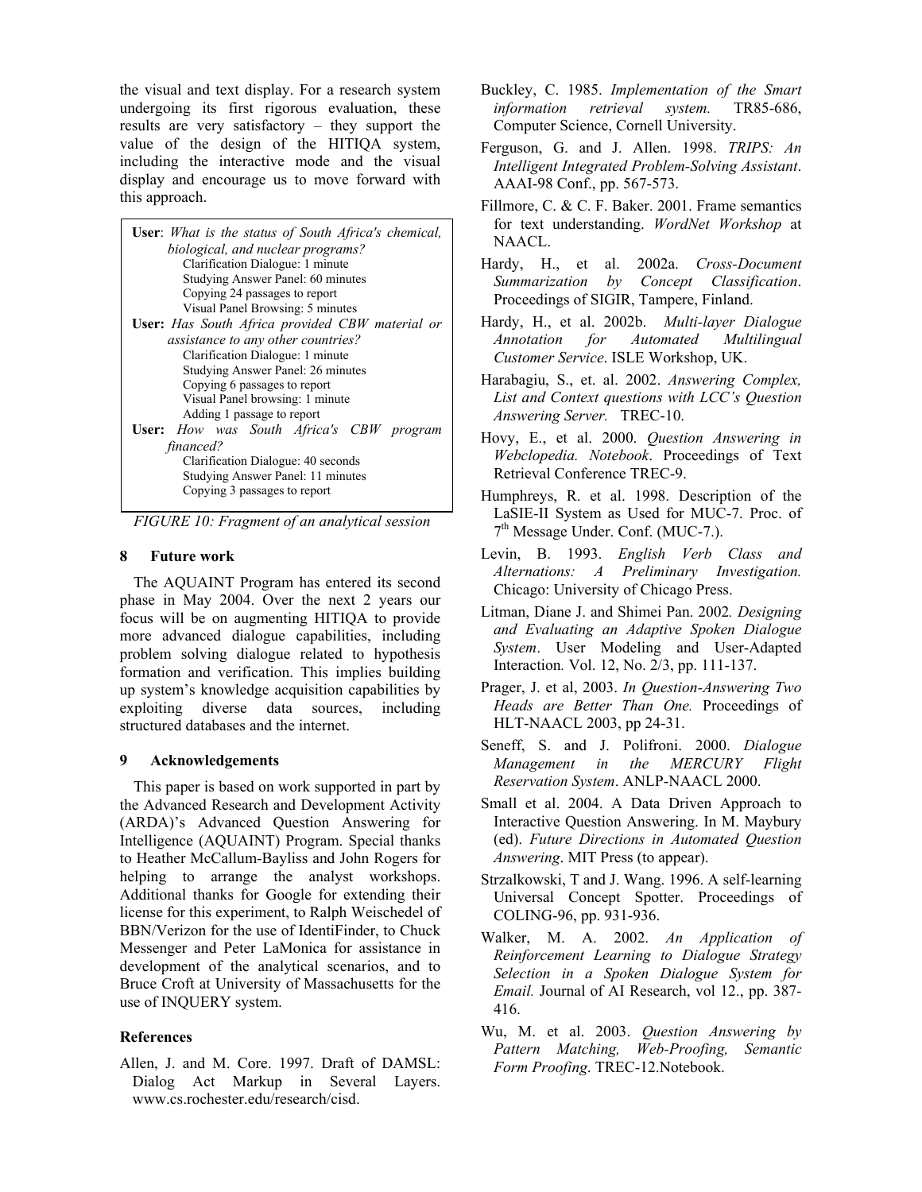the visual and text display. For a research system undergoing its first rigorous evaluation, these results are very satisfactory – they support the value of the design of the HITIQA system, including the interactive mode and the visual display and encourage us to move forward with this approach.

**User**: *What is the status of South Africa's chemical, biological, and nuclear programs?*
Clarification Dialogue: 1 minute
Studying Answer Panel: 60 minutes
Copying 24 passages to report
Visual Panel Browsing: 5 minutes
**User:** *Has South Africa provided CBW material or assistance to any other countries?*
Clarification Dialogue: 1 minute
Studying Answer Panel: 26 minutes
Copying 6 passages to report
Visual Panel browsing: 1 minute
Adding 1 passage to report
**User:** *How was South Africa's CBW program financed?*
Clarification Dialogue: 40 seconds
Studying Answer Panel: 11 minutes
Copying 3 passages to report

*FIGURE 10: Fragment of an analytical session*

## 8 Future work

The AQUAINT Program has entered its second phase in May 2004. Over the next 2 years our focus will be on augmenting HITIQA to provide more advanced dialogue capabilities, including problem solving dialogue related to hypothesis formation and verification. This implies building up system's knowledge acquisition capabilities by exploiting diverse data sources, including structured databases and the internet.

## 9 Acknowledgements

This paper is based on work supported in part by the Advanced Research and Development Activity (ARDA)'s Advanced Question Answering for Intelligence (AQUAINT) Program. Special thanks to Heather McCallum-Bayliss and John Rogers for helping to arrange the analyst workshops. Additional thanks for Google for extending their license for this experiment, to Ralph Weischedel of BBN/Verizon for the use of IdentiFinder, to Chuck Messenger and Peter LaMonica for assistance in development of the analytical scenarios, and to Bruce Croft at University of Massachusetts for the use of INQUERY system.

## References

Allen, J. and M. Core. 1997. Draft of DAMSL: Dialog Act Markup in Several Layers. www.cs.rochester.edu/research/cisd.

Buckley, C. 1985. *Implementation of the Smart information retrieval system.* TR85-686, Computer Science, Cornell University.

Ferguson, G. and J. Allen. 1998. *TRIPS: An Intelligent Integrated Problem-Solving Assistant*. AAAI-98 Conf., pp. 567-573.

Fillmore, C. & C. F. Baker. 2001. Frame semantics for text understanding. *WordNet Workshop* at NAACL.

Hardy, H., et al. 2002a. *Cross-Document Summarization by Concept Classification*. Proceedings of SIGIR, Tampere, Finland.

Hardy, H., et al. 2002b. *Multi-layer Dialogue Annotation for Automated Multilingual Customer Service*. ISLE Workshop, UK.

Harabagiu, S., et. al. 2002. *Answering Complex, List and Context questions with LCC's Question Answering Server.* TREC-10.

Hovy, E., et al. 2000. *Question Answering in Webclopedia. Notebook*. Proceedings of Text Retrieval Conference TREC-9.

Humphreys, R. et al. 1998. Description of the LaSIE-II System as Used for MUC-7. Proc. of 7th Message Under. Conf. (MUC-7.).

Levin, B. 1993. *English Verb Class and Alternations: A Preliminary Investigation.* Chicago: University of Chicago Press.

Litman, Diane J. and Shimei Pan. 2002*. Designing and Evaluating an Adaptive Spoken Dialogue System*. User Modeling and User-Adapted Interaction*.* Vol. 12, No. 2/3, pp. 111-137.

Prager, J. et al, 2003. *In Question-Answering Two Heads are Better Than One.* Proceedings of HLT-NAACL 2003, pp 24-31.

Seneff, S. and J. Polifroni. 2000. *Dialogue Management in the MERCURY Flight Reservation System*. ANLP-NAACL 2000.

Small et al. 2004. A Data Driven Approach to Interactive Question Answering. In M. Maybury (ed). *Future Directions in Automated Question Answering*. MIT Press (to appear).

Strzalkowski, T and J. Wang. 1996. A self-learning Universal Concept Spotter. Proceedings of COLING-96, pp. 931-936.

Walker, M. A. 2002. *An Application of Reinforcement Learning to Dialogue Strategy Selection in a Spoken Dialogue System for Email.* Journal of AI Research, vol 12., pp. 387-416.

Wu, M. et al. 2003. *Question Answering by Pattern Matching, Web-Proofing, Semantic Form Proofing*. TREC-12.Notebook.